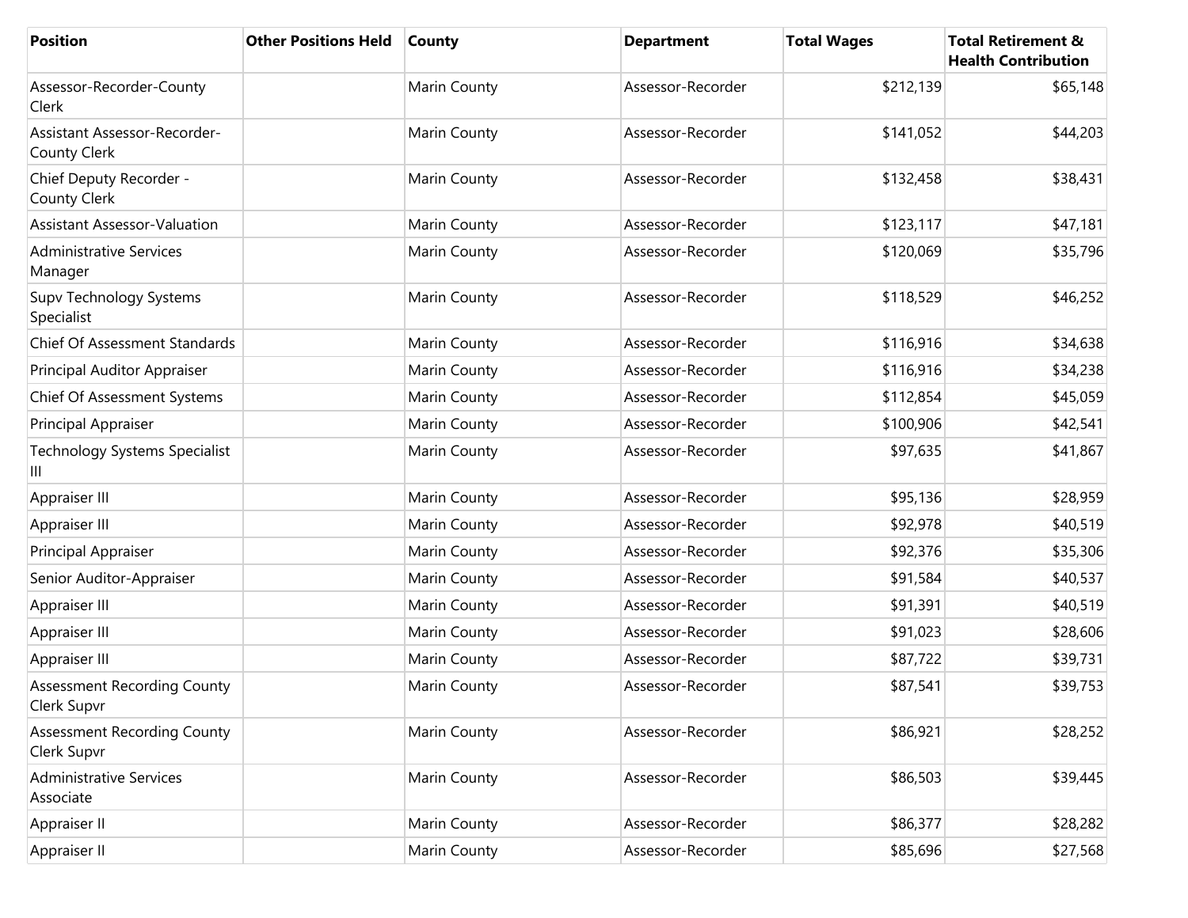| Position | Other Positions Held | County | Department | Total Wages | Total Retirement & Health Contribution |
|---|---|---|---|---|---|
| Assessor-Recorder-County Clerk | | Marin County | Assessor-Recorder | $212,139 | $65,148 |
| Assistant Assessor-Recorder-County Clerk | | Marin County | Assessor-Recorder | $141,052 | $44,203 |
| Chief Deputy Recorder - County Clerk | | Marin County | Assessor-Recorder | $132,458 | $38,431 |
| Assistant Assessor-Valuation | | Marin County | Assessor-Recorder | $123,117 | $47,181 |
| Administrative Services Manager | | Marin County | Assessor-Recorder | $120,069 | $35,796 |
| Supv Technology Systems Specialist | | Marin County | Assessor-Recorder | $118,529 | $46,252 |
| Chief Of Assessment Standards | | Marin County | Assessor-Recorder | $116,916 | $34,638 |
| Principal Auditor Appraiser | | Marin County | Assessor-Recorder | $116,916 | $34,238 |
| Chief Of Assessment Systems | | Marin County | Assessor-Recorder | $112,854 | $45,059 |
| Principal Appraiser | | Marin County | Assessor-Recorder | $100,906 | $42,541 |
| Technology Systems Specialist III | | Marin County | Assessor-Recorder | $97,635 | $41,867 |
| Appraiser III | | Marin County | Assessor-Recorder | $95,136 | $28,959 |
| Appraiser III | | Marin County | Assessor-Recorder | $92,978 | $40,519 |
| Principal Appraiser | | Marin County | Assessor-Recorder | $92,376 | $35,306 |
| Senior Auditor-Appraiser | | Marin County | Assessor-Recorder | $91,584 | $40,537 |
| Appraiser III | | Marin County | Assessor-Recorder | $91,391 | $40,519 |
| Appraiser III | | Marin County | Assessor-Recorder | $91,023 | $28,606 |
| Appraiser III | | Marin County | Assessor-Recorder | $87,722 | $39,731 |
| Assessment Recording County Clerk Supvr | | Marin County | Assessor-Recorder | $87,541 | $39,753 |
| Assessment Recording County Clerk Supvr | | Marin County | Assessor-Recorder | $86,921 | $28,252 |
| Administrative Services Associate | | Marin County | Assessor-Recorder | $86,503 | $39,445 |
| Appraiser II | | Marin County | Assessor-Recorder | $86,377 | $28,282 |
| Appraiser II | | Marin County | Assessor-Recorder | $85,696 | $27,568 |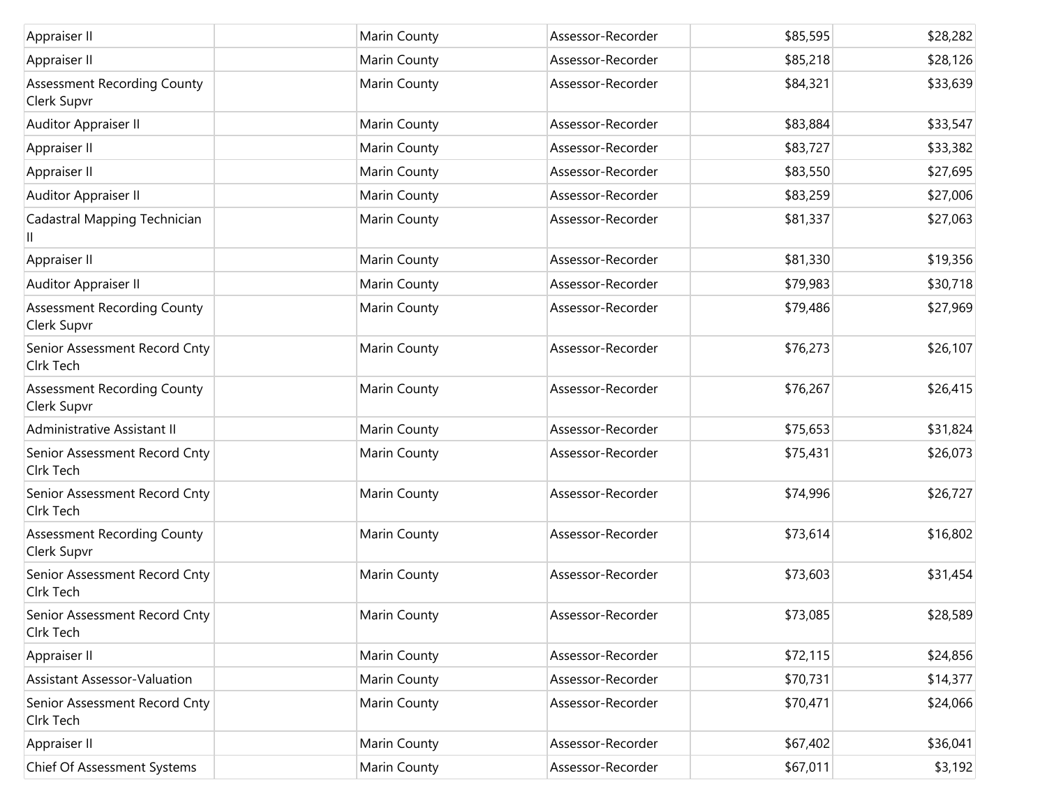| | | | | | |
|---|---|---|---|---|---|
| Appraiser II | | Marin County | Assessor-Recorder | $85,595 | $28,282 |
| Appraiser II | | Marin County | Assessor-Recorder | $85,218 | $28,126 |
| Assessment Recording County Clerk Supvr | | Marin County | Assessor-Recorder | $84,321 | $33,639 |
| Auditor Appraiser II | | Marin County | Assessor-Recorder | $83,884 | $33,547 |
| Appraiser II | | Marin County | Assessor-Recorder | $83,727 | $33,382 |
| Appraiser II | | Marin County | Assessor-Recorder | $83,550 | $27,695 |
| Auditor Appraiser II | | Marin County | Assessor-Recorder | $83,259 | $27,006 |
| Cadastral Mapping Technician II | | Marin County | Assessor-Recorder | $81,337 | $27,063 |
| Appraiser II | | Marin County | Assessor-Recorder | $81,330 | $19,356 |
| Auditor Appraiser II | | Marin County | Assessor-Recorder | $79,983 | $30,718 |
| Assessment Recording County Clerk Supvr | | Marin County | Assessor-Recorder | $79,486 | $27,969 |
| Senior Assessment Record Cnty Clrk Tech | | Marin County | Assessor-Recorder | $76,273 | $26,107 |
| Assessment Recording County Clerk Supvr | | Marin County | Assessor-Recorder | $76,267 | $26,415 |
| Administrative Assistant II | | Marin County | Assessor-Recorder | $75,653 | $31,824 |
| Senior Assessment Record Cnty Clrk Tech | | Marin County | Assessor-Recorder | $75,431 | $26,073 |
| Senior Assessment Record Cnty Clrk Tech | | Marin County | Assessor-Recorder | $74,996 | $26,727 |
| Assessment Recording County Clerk Supvr | | Marin County | Assessor-Recorder | $73,614 | $16,802 |
| Senior Assessment Record Cnty Clrk Tech | | Marin County | Assessor-Recorder | $73,603 | $31,454 |
| Senior Assessment Record Cnty Clrk Tech | | Marin County | Assessor-Recorder | $73,085 | $28,589 |
| Appraiser II | | Marin County | Assessor-Recorder | $72,115 | $24,856 |
| Assistant Assessor-Valuation | | Marin County | Assessor-Recorder | $70,731 | $14,377 |
| Senior Assessment Record Cnty Clrk Tech | | Marin County | Assessor-Recorder | $70,471 | $24,066 |
| Appraiser II | | Marin County | Assessor-Recorder | $67,402 | $36,041 |
| Chief Of Assessment Systems | | Marin County | Assessor-Recorder | $67,011 | $3,192 |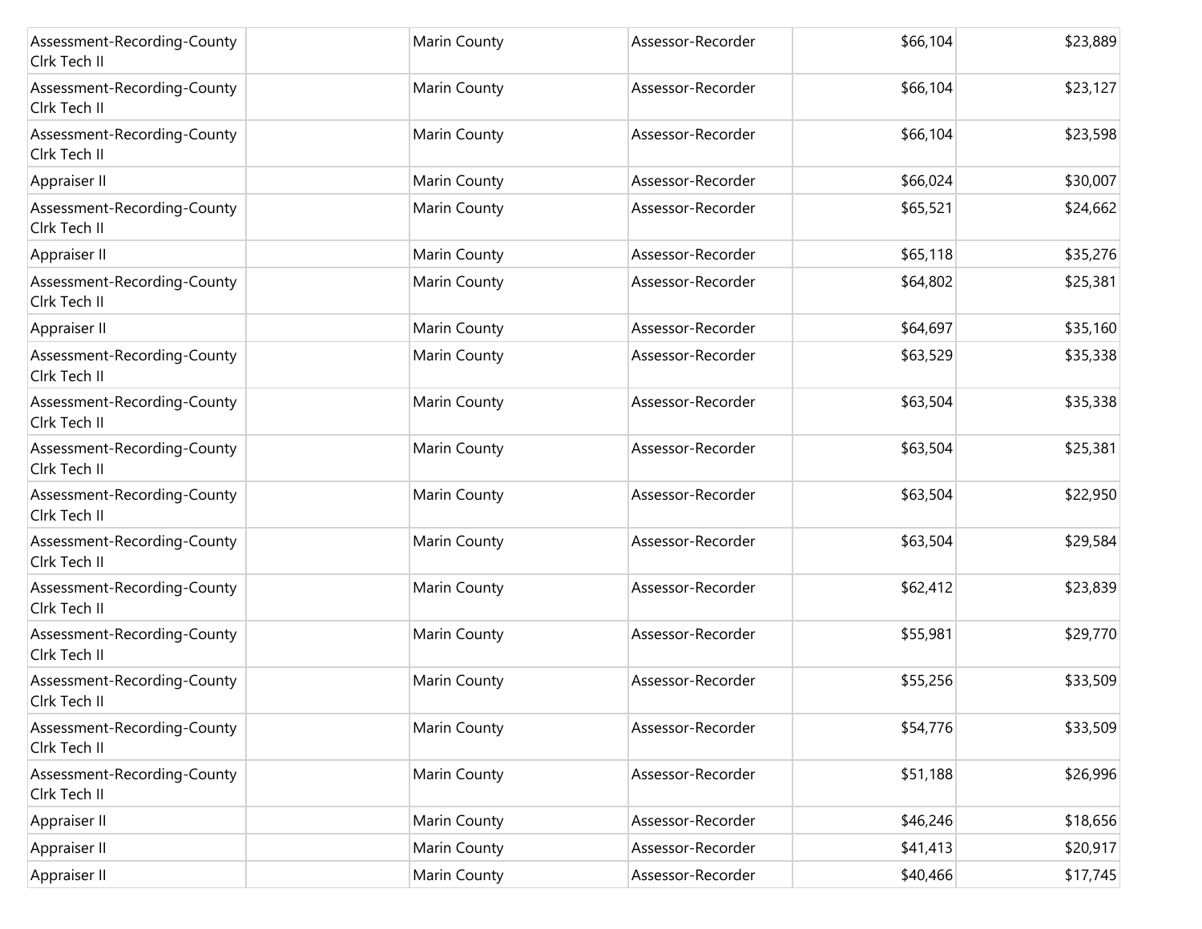| | | | | | |
|---|---|---|---|---|---|
| Assessment-Recording-County Clrk Tech II | | Marin County | Assessor-Recorder | $66,104 | $23,889 |
| Assessment-Recording-County Clrk Tech II | | Marin County | Assessor-Recorder | $66,104 | $23,127 |
| Assessment-Recording-County Clrk Tech II | | Marin County | Assessor-Recorder | $66,104 | $23,598 |
| Appraiser II | | Marin County | Assessor-Recorder | $66,024 | $30,007 |
| Assessment-Recording-County Clrk Tech II | | Marin County | Assessor-Recorder | $65,521 | $24,662 |
| Appraiser II | | Marin County | Assessor-Recorder | $65,118 | $35,276 |
| Assessment-Recording-County Clrk Tech II | | Marin County | Assessor-Recorder | $64,802 | $25,381 |
| Appraiser II | | Marin County | Assessor-Recorder | $64,697 | $35,160 |
| Assessment-Recording-County Clrk Tech II | | Marin County | Assessor-Recorder | $63,529 | $35,338 |
| Assessment-Recording-County Clrk Tech II | | Marin County | Assessor-Recorder | $63,504 | $35,338 |
| Assessment-Recording-County Clrk Tech II | | Marin County | Assessor-Recorder | $63,504 | $25,381 |
| Assessment-Recording-County Clrk Tech II | | Marin County | Assessor-Recorder | $63,504 | $22,950 |
| Assessment-Recording-County Clrk Tech II | | Marin County | Assessor-Recorder | $63,504 | $29,584 |
| Assessment-Recording-County Clrk Tech II | | Marin County | Assessor-Recorder | $62,412 | $23,839 |
| Assessment-Recording-County Clrk Tech II | | Marin County | Assessor-Recorder | $55,981 | $29,770 |
| Assessment-Recording-County Clrk Tech II | | Marin County | Assessor-Recorder | $55,256 | $33,509 |
| Assessment-Recording-County Clrk Tech II | | Marin County | Assessor-Recorder | $54,776 | $33,509 |
| Assessment-Recording-County Clrk Tech II | | Marin County | Assessor-Recorder | $51,188 | $26,996 |
| Appraiser II | | Marin County | Assessor-Recorder | $46,246 | $18,656 |
| Appraiser II | | Marin County | Assessor-Recorder | $41,413 | $20,917 |
| Appraiser II | | Marin County | Assessor-Recorder | $40,466 | $17,745 |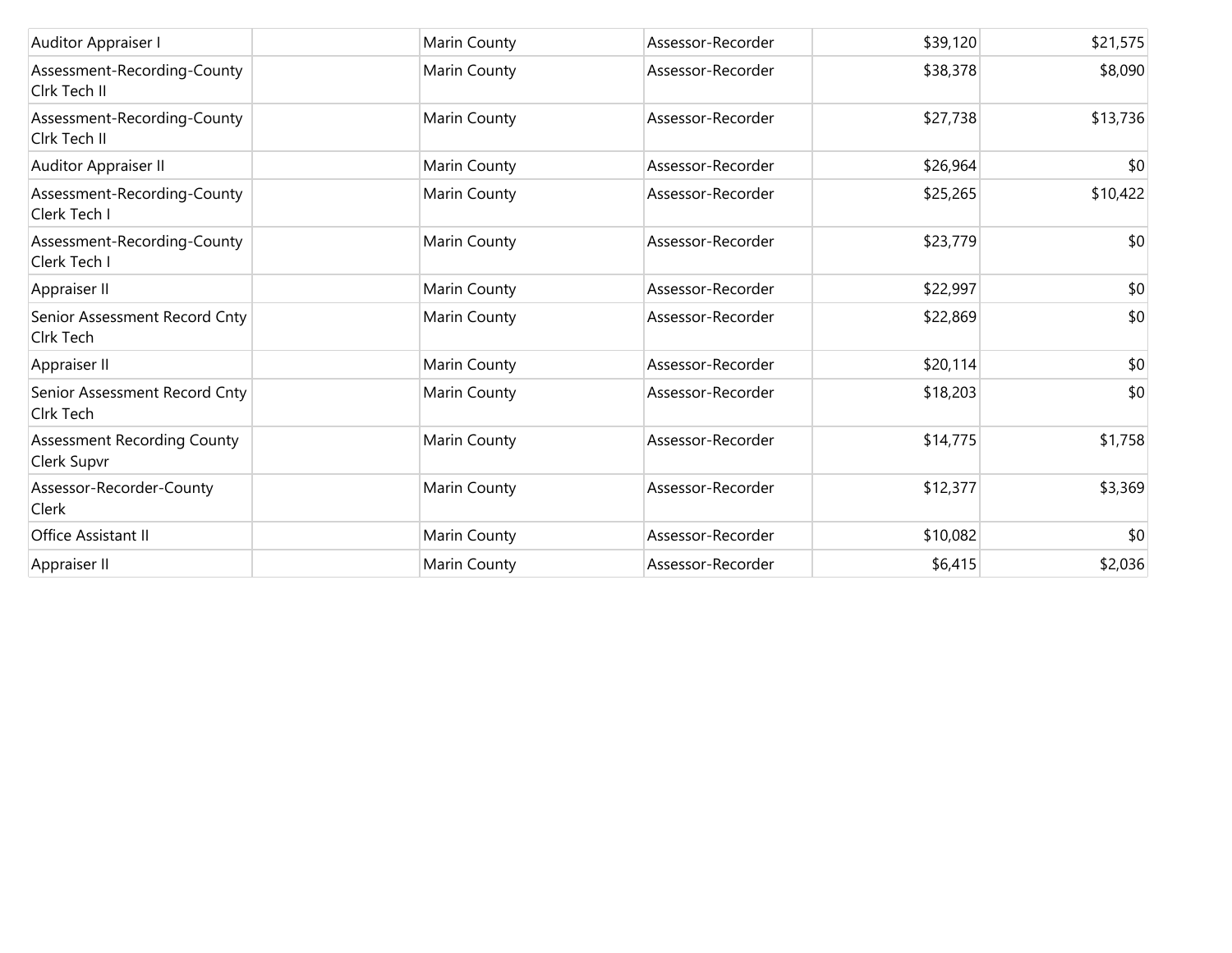| | | | | | |
|---|---|---|---|---|---|
| Auditor Appraiser I | | Marin County | Assessor-Recorder | $39,120 | $21,575 |
| Assessment-Recording-County Clrk Tech II | | Marin County | Assessor-Recorder | $38,378 | $8,090 |
| Assessment-Recording-County Clrk Tech II | | Marin County | Assessor-Recorder | $27,738 | $13,736 |
| Auditor Appraiser II | | Marin County | Assessor-Recorder | $26,964 | $0 |
| Assessment-Recording-County Clerk Tech I | | Marin County | Assessor-Recorder | $25,265 | $10,422 |
| Assessment-Recording-County Clerk Tech I | | Marin County | Assessor-Recorder | $23,779 | $0 |
| Appraiser II | | Marin County | Assessor-Recorder | $22,997 | $0 |
| Senior Assessment Record Cnty Clrk Tech | | Marin County | Assessor-Recorder | $22,869 | $0 |
| Appraiser II | | Marin County | Assessor-Recorder | $20,114 | $0 |
| Senior Assessment Record Cnty Clrk Tech | | Marin County | Assessor-Recorder | $18,203 | $0 |
| Assessment Recording County Clerk Supvr | | Marin County | Assessor-Recorder | $14,775 | $1,758 |
| Assessor-Recorder-County Clerk | | Marin County | Assessor-Recorder | $12,377 | $3,369 |
| Office Assistant II | | Marin County | Assessor-Recorder | $10,082 | $0 |
| Appraiser II | | Marin County | Assessor-Recorder | $6,415 | $2,036 |